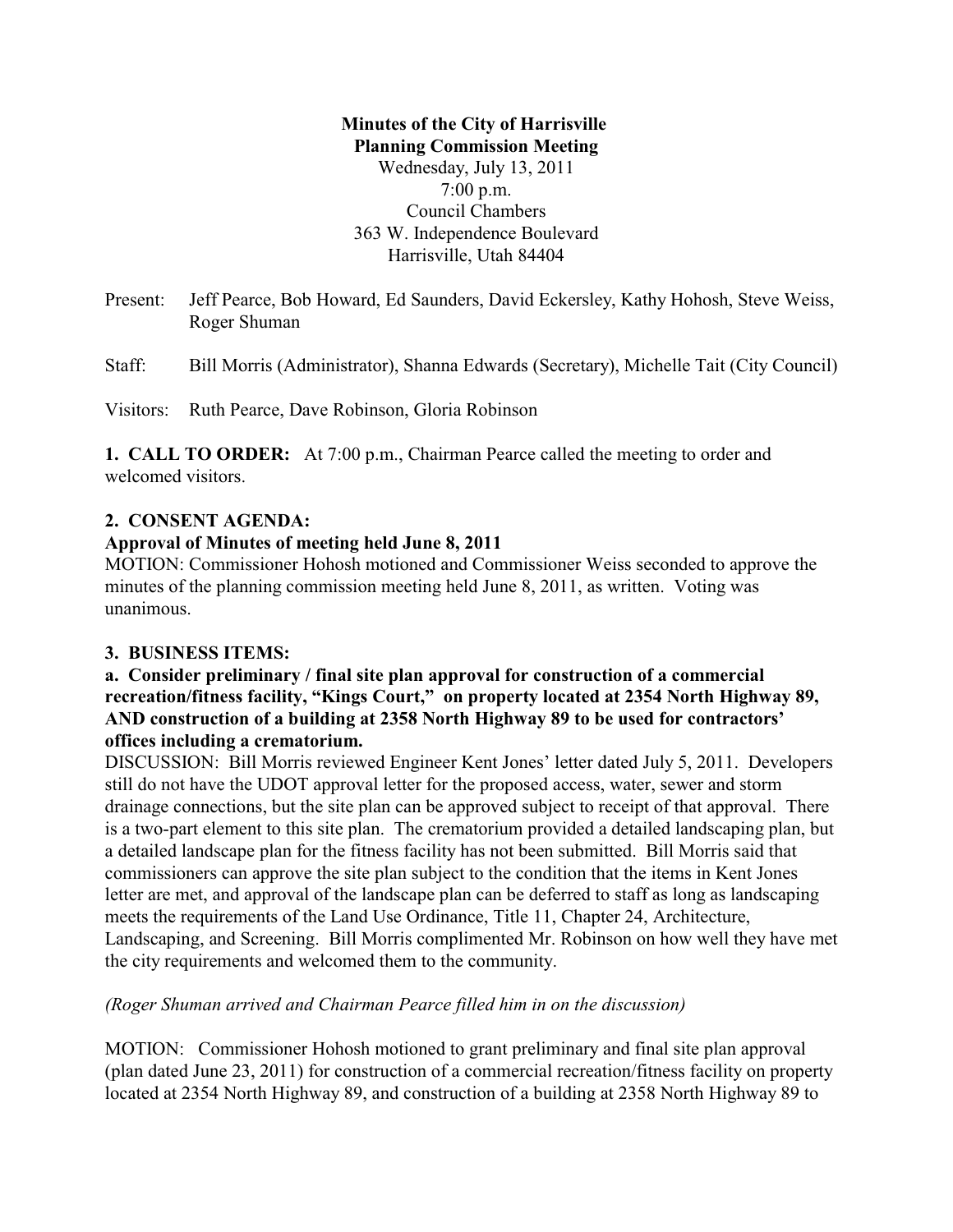**Minutes of the City of Harrisville**
**Planning Commission Meeting**
Wednesday, July 13, 2011
7:00 p.m.
Council Chambers
363 W. Independence Boulevard
Harrisville, Utah 84404

Present: Jeff Pearce, Bob Howard, Ed Saunders, David Eckersley, Kathy Hohosh, Steve Weiss, Roger Shuman

Staff: Bill Morris (Administrator), Shanna Edwards (Secretary), Michelle Tait (City Council)

Visitors: Ruth Pearce, Dave Robinson, Gloria Robinson

**1. CALL TO ORDER:** At 7:00 p.m., Chairman Pearce called the meeting to order and welcomed visitors.

**2. CONSENT AGENDA:**

**Approval of Minutes of meeting held June 8, 2011**

MOTION: Commissioner Hohosh motioned and Commissioner Weiss seconded to approve the minutes of the planning commission meeting held June 8, 2011, as written. Voting was unanimous.

**3. BUSINESS ITEMS:**

**a. Consider preliminary / final site plan approval for construction of a commercial recreation/fitness facility, "Kings Court," on property located at 2354 North Highway 89, AND construction of a building at 2358 North Highway 89 to be used for contractors' offices including a crematorium.**

DISCUSSION: Bill Morris reviewed Engineer Kent Jones' letter dated July 5, 2011. Developers still do not have the UDOT approval letter for the proposed access, water, sewer and storm drainage connections, but the site plan can be approved subject to receipt of that approval. There is a two-part element to this site plan. The crematorium provided a detailed landscaping plan, but a detailed landscape plan for the fitness facility has not been submitted. Bill Morris said that commissioners can approve the site plan subject to the condition that the items in Kent Jones letter are met, and approval of the landscape plan can be deferred to staff as long as landscaping meets the requirements of the Land Use Ordinance, Title 11, Chapter 24, Architecture, Landscaping, and Screening. Bill Morris complimented Mr. Robinson on how well they have met the city requirements and welcomed them to the community.

*(Roger Shuman arrived and Chairman Pearce filled him in on the discussion)*

MOTION: Commissioner Hohosh motioned to grant preliminary and final site plan approval (plan dated June 23, 2011) for construction of a commercial recreation/fitness facility on property located at 2354 North Highway 89, and construction of a building at 2358 North Highway 89 to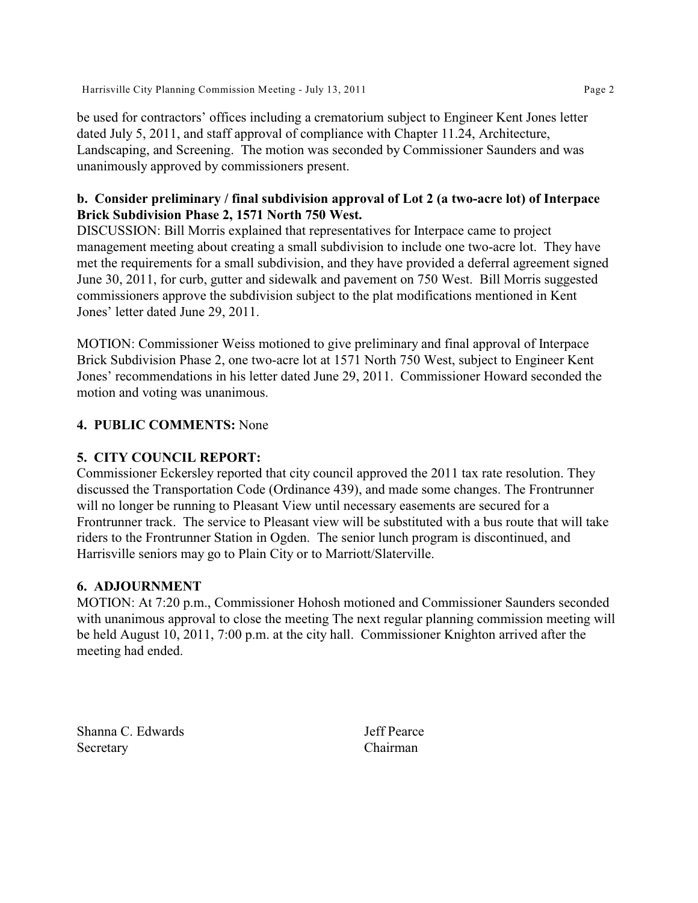be used for contractors' offices including a crematorium subject to Engineer Kent Jones letter dated July 5, 2011, and staff approval of compliance with Chapter 11.24, Architecture, Landscaping, and Screening. The motion was seconded by Commissioner Saunders and was unanimously approved by commissioners present.

**b. Consider preliminary / final subdivision approval of Lot 2 (a two-acre lot) of Interpace Brick Subdivision Phase 2, 1571 North 750 West.**

DISCUSSION: Bill Morris explained that representatives for Interpace came to project management meeting about creating a small subdivision to include one two-acre lot. They have met the requirements for a small subdivision, and they have provided a deferral agreement signed June 30, 2011, for curb, gutter and sidewalk and pavement on 750 West. Bill Morris suggested commissioners approve the subdivision subject to the plat modifications mentioned in Kent Jones' letter dated June 29, 2011.

MOTION: Commissioner Weiss motioned to give preliminary and final approval of Interpace Brick Subdivision Phase 2, one two-acre lot at 1571 North 750 West, subject to Engineer Kent Jones' recommendations in his letter dated June 29, 2011. Commissioner Howard seconded the motion and voting was unanimous.

**4. PUBLIC COMMENTS:** None

**5. CITY COUNCIL REPORT:**

Commissioner Eckersley reported that city council approved the 2011 tax rate resolution. They discussed the Transportation Code (Ordinance 439), and made some changes. The Frontrunner will no longer be running to Pleasant View until necessary easements are secured for a Frontrunner track. The service to Pleasant view will be substituted with a bus route that will take riders to the Frontrunner Station in Ogden. The senior lunch program is discontinued, and Harrisville seniors may go to Plain City or to Marriott/Slaterville.

**6. ADJOURNMENT**

MOTION: At 7:20 p.m., Commissioner Hohosh motioned and Commissioner Saunders seconded with unanimous approval to close the meeting The next regular planning commission meeting will be held August 10, 2011, 7:00 p.m. at the city hall. Commissioner Knighton arrived after the meeting had ended.

Shanna C. Edwards
Secretary

Jeff Pearce
Chairman